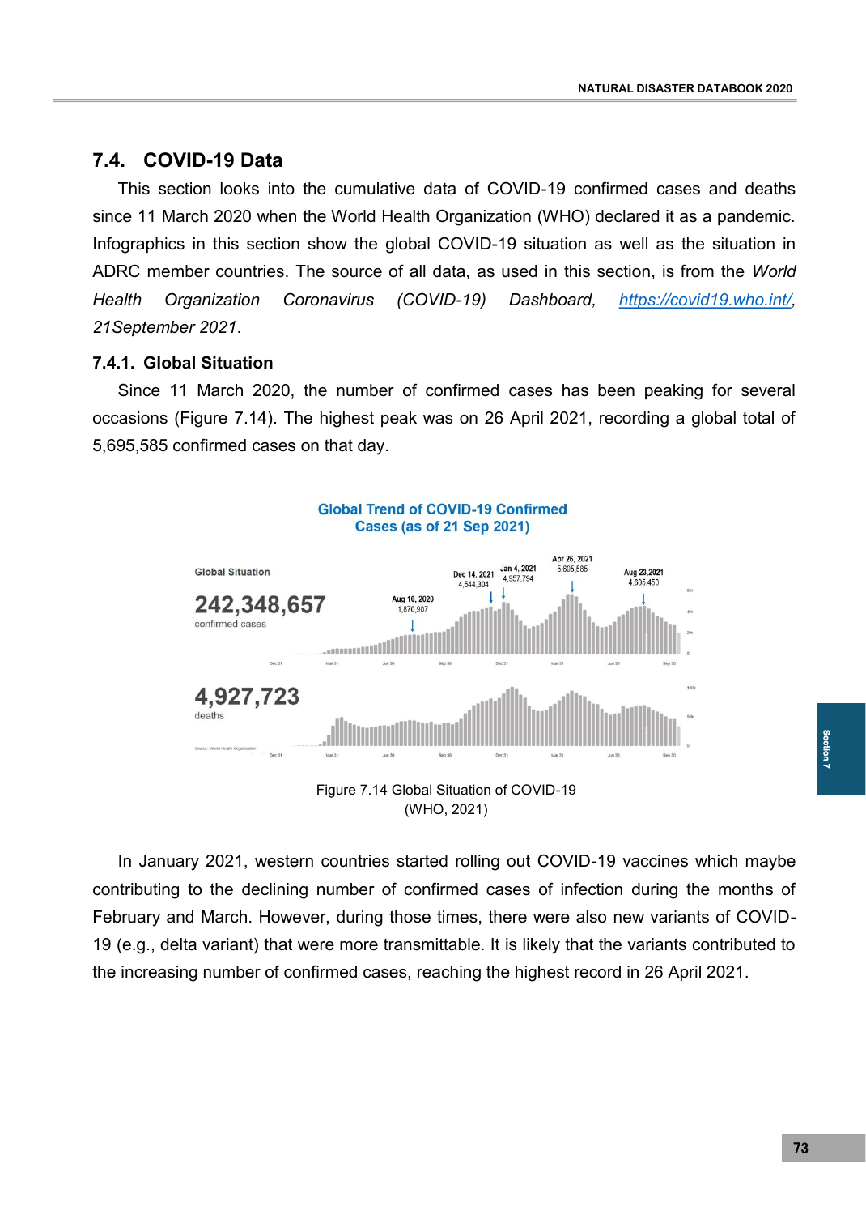## 7.4. COVID-19 Data

This section looks into the cumulative data of COVID-19 confirmed cases and deaths since 11 March 2020 when the World Health Organization (WHO) declared it as a pandemic. Infographics in this section show the global COVID-19 situation as well as the situation in ADRC member countries. The source of all data, as used in this section, is from the *World Health Organization Coronavirus (COVID-19) Dashboard,* *https://covid19.who.int/, 21September 2021*.

### 7.4.1. Global Situation

Since 11 March 2020, the number of confirmed cases has been peaking for several occasions (Figure 7.14). The highest peak was on 26 April 2021, recording a global total of 5,695,585 confirmed cases on that day.

Figure 7.14 Global Situation of COVID-19 (WHO, 2021)

In January 2021, western countries started rolling out COVID-19 vaccines which maybe contributing to the declining number of confirmed cases of infection during the months of February and March. However, during those times, there were also new variants of COVID-19 (e.g., delta variant) that were more transmittable. It is likely that the variants contributed to the increasing number of confirmed cases, reaching the highest record in 26 April 2021.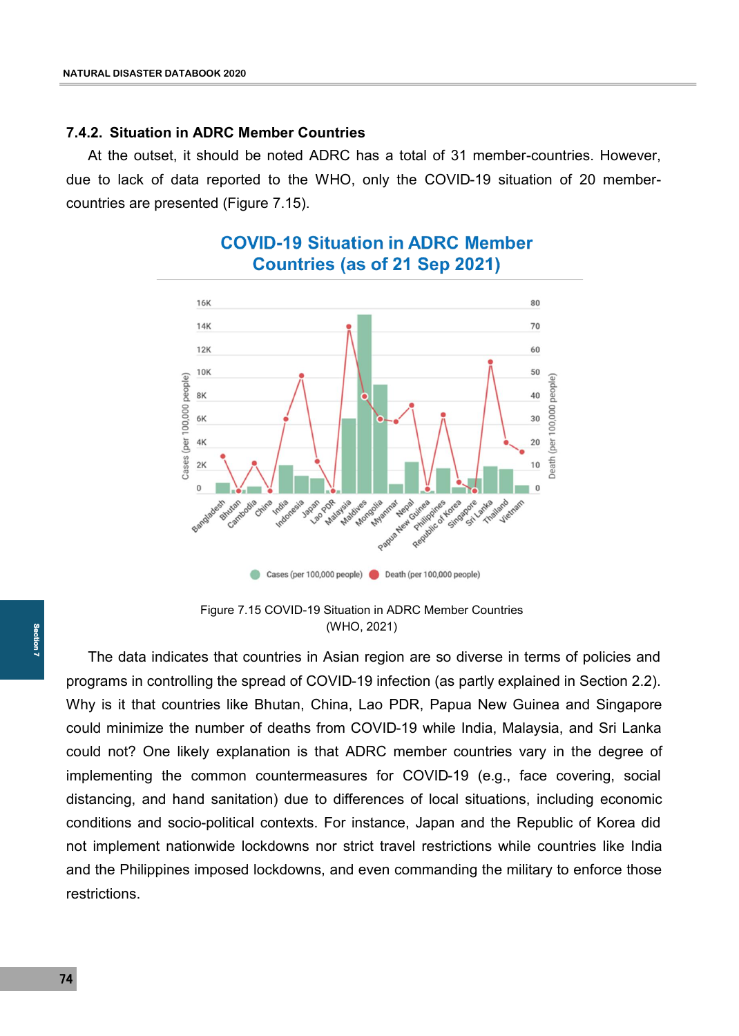### 7.4.2. Situation in ADRC Member Countries

At the outset, it should be noted ADRC has a total of 31 member-countries. However, due to lack of data reported to the WHO, only the COVID-19 situation of 20 member-countries are presented (Figure 7.15).

COVID-19 Situation in ADRC Member Countries (as of 21 Sep 2021)

Cases (per 100,000 people)
16K
14K
12K
10K
8K
6K
4K
2K
0

Death (per 100,000 people)
80
70
60
50
40
30
20
10
0

Bangladesh, Bhutan, Cambodia, China, India, Indonesia, Japan, Lao PDR, Malaysia, Maldives, Mongolia, Myanmar, Nepal, Papua New Guinea, Philippines, Republic of Korea, Singapore, Sri Lanka, Thailand, Vietnam

Cases (per 100,000 people)
Death (per 100,000 people)

Figure 7.15 COVID-19 Situation in ADRC Member Countries (WHO, 2021)

The data indicates that countries in Asian region are so diverse in terms of policies and programs in controlling the spread of COVID-19 infection (as partly explained in Section 2.2). Why is it that countries like Bhutan, China, Lao PDR, Papua New Guinea and Singapore could minimize the number of deaths from COVID-19 while India, Malaysia, and Sri Lanka could not? One likely explanation is that ADRC member countries vary in the degree of implementing the common countermeasures for COVID-19 (e.g., face covering, social distancing, and hand sanitation) due to differences of local situations, including economic conditions and socio-political contexts. For instance, Japan and the Republic of Korea did not implement nationwide lockdowns nor strict travel restrictions while countries like India and the Philippines imposed lockdowns, and even commanding the military to enforce those restrictions.